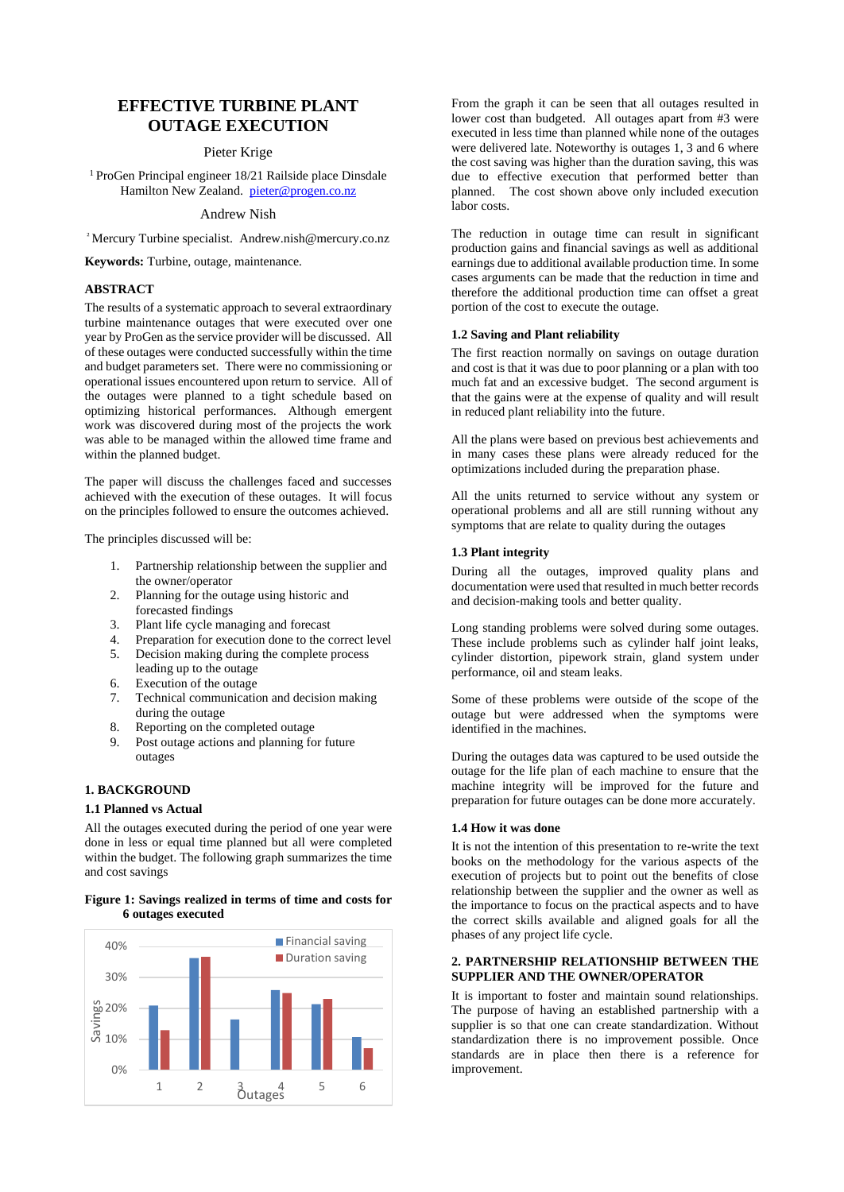# EFFECTIVE TURBINE PLANT OUTAGE EXECUTION

Pieter Krige

[1] ProGen Principal engineer 18/21 Railside place Dinsdale Hamilton New Zealand. pieter@progen.co.nz

Andrew Nish

[2] Mercury Turbine specialist. Andrew.nish@mercury.co.nz

**Keywords:** Turbine, outage, maintenance.

## ABSTRACT

The results of a systematic approach to several extraordinary turbine maintenance outages that were executed over one year by ProGen as the service provider will be discussed. All of these outages were conducted successfully within the time and budget parameters set. There were no commissioning or operational issues encountered upon return to service. All of the outages were planned to a tight schedule based on optimizing historical performances. Although emergent work was discovered during most of the projects the work was able to be managed within the allowed time frame and within the planned budget.

The paper will discuss the challenges faced and successes achieved with the execution of these outages. It will focus on the principles followed to ensure the outcomes achieved.

The principles discussed will be:

1. Partnership relationship between the supplier and the owner/operator
2. Planning for the outage using historic and forecasted findings
3. Plant life cycle managing and forecast
4. Preparation for execution done to the correct level
5. Decision making during the complete process leading up to the outage
6. Execution of the outage
7. Technical communication and decision making during the outage
8. Reporting on the completed outage
9. Post outage actions and planning for future outages

## 1. BACKGROUND

### 1.1 Planned vs Actual

All the outages executed during the period of one year were done in less or equal time planned but all were completed within the budget. The following graph summarizes the time and cost savings

**Figure 1: Savings realized in terms of time and costs for 6 outages executed**

From the graph it can be seen that all outages resulted in lower cost than budgeted. All outages apart from #3 were executed in less time than planned while none of the outages were delivered late. Noteworthy is outages 1, 3 and 6 where the cost saving was higher than the duration saving, this was due to effective execution that performed better than planned. The cost shown above only included execution labor costs.

The reduction in outage time can result in significant production gains and financial savings as well as additional earnings due to additional available production time. In some cases arguments can be made that the reduction in time and therefore the additional production time can offset a great portion of the cost to execute the outage.

### 1.2 Saving and Plant reliability

The first reaction normally on savings on outage duration and cost is that it was due to poor planning or a plan with too much fat and an excessive budget. The second argument is that the gains were at the expense of quality and will result in reduced plant reliability into the future.

All the plans were based on previous best achievements and in many cases these plans were already reduced for the optimizations included during the preparation phase.

All the units returned to service without any system or operational problems and all are still running without any symptoms that are relate to quality during the outages

### 1.3 Plant integrity

During all the outages, improved quality plans and documentation were used that resulted in much better records and decision-making tools and better quality.

Long standing problems were solved during some outages. These include problems such as cylinder half joint leaks, cylinder distortion, pipework strain, gland system under performance, oil and steam leaks.

Some of these problems were outside of the scope of the outage but were addressed when the symptoms were identified in the machines.

During the outages data was captured to be used outside the outage for the life plan of each machine to ensure that the machine integrity will be improved for the future and preparation for future outages can be done more accurately.

### 1.4 How it was done

It is not the intention of this presentation to re-write the text books on the methodology for the various aspects of the execution of projects but to point out the benefits of close relationship between the supplier and the owner as well as the importance to focus on the practical aspects and to have the correct skills available and aligned goals for all the phases of any project life cycle.

## 2. PARTNERSHIP RELATIONSHIP BETWEEN THE SUPPLIER AND THE OWNER/OPERATOR

It is important to foster and maintain sound relationships. The purpose of having an established partnership with a supplier is so that one can create standardization. Without standardization there is no improvement possible. Once standards are in place then there is a reference for improvement.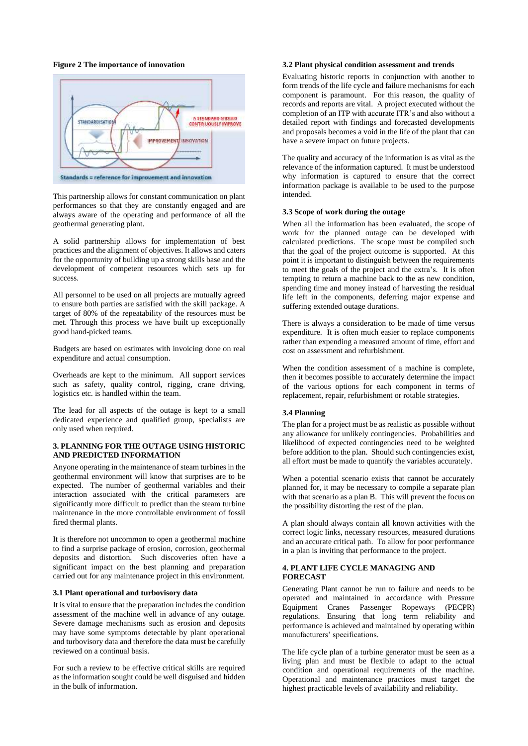**Figure 2 The importance of innovation**

This partnership allows for constant communication on plant performances so that they are constantly engaged and are always aware of the operating and performance of all the geothermal generating plant.

A solid partnership allows for implementation of best practices and the alignment of objectives. It allows and caters for the opportunity of building up a strong skills base and the development of competent resources which sets up for success.

All personnel to be used on all projects are mutually agreed to ensure both parties are satisfied with the skill package. A target of 80% of the repeatability of the resources must be met. Through this process we have built up exceptionally good hand-picked teams.

Budgets are based on estimates with invoicing done on real expenditure and actual consumption.

Overheads are kept to the minimum. All support services such as safety, quality control, rigging, crane driving, logistics etc. is handled within the team.

The lead for all aspects of the outage is kept to a small dedicated experience and qualified group, specialists are only used when required.

## 3. PLANNING FOR THE OUTAGE USING HISTORIC AND PREDICTED INFORMATION

Anyone operating in the maintenance of steam turbines in the geothermal environment will know that surprises are to be expected. The number of geothermal variables and their interaction associated with the critical parameters are significantly more difficult to predict than the steam turbine maintenance in the more controllable environment of fossil fired thermal plants.

It is therefore not uncommon to open a geothermal machine to find a surprise package of erosion, corrosion, geothermal deposits and distortion. Such discoveries often have a significant impact on the best planning and preparation carried out for any maintenance project in this environment.

### 3.1 Plant operational and turbovisory data

It is vital to ensure that the preparation includes the condition assessment of the machine well in advance of any outage. Severe damage mechanisms such as erosion and deposits may have some symptoms detectable by plant operational and turbovisory data and therefore the data must be carefully reviewed on a continual basis.

For such a review to be effective critical skills are required as the information sought could be well disguised and hidden in the bulk of information.

### 3.2 Plant physical condition assessment and trends

Evaluating historic reports in conjunction with another to form trends of the life cycle and failure mechanisms for each component is paramount. For this reason, the quality of records and reports are vital. A project executed without the completion of an ITP with accurate ITR's and also without a detailed report with findings and forecasted developments and proposals becomes a void in the life of the plant that can have a severe impact on future projects.

The quality and accuracy of the information is as vital as the relevance of the information captured. It must be understood why information is captured to ensure that the correct information package is available to be used to the purpose intended.

### 3.3 Scope of work during the outage

When all the information has been evaluated, the scope of work for the planned outage can be developed with calculated predictions. The scope must be compiled such that the goal of the project outcome is supported. At this point it is important to distinguish between the requirements to meet the goals of the project and the extra's. It is often tempting to return a machine back to the as new condition, spending time and money instead of harvesting the residual life left in the components, deferring major expense and suffering extended outage durations.

There is always a consideration to be made of time versus expenditure. It is often much easier to replace components rather than expending a measured amount of time, effort and cost on assessment and refurbishment.

When the condition assessment of a machine is complete, then it becomes possible to accurately determine the impact of the various options for each component in terms of replacement, repair, refurbishment or rotable strategies.

### 3.4 Planning

The plan for a project must be as realistic as possible without any allowance for unlikely contingencies. Probabilities and likelihood of expected contingencies need to be weighted before addition to the plan. Should such contingencies exist, all effort must be made to quantify the variables accurately.

When a potential scenario exists that cannot be accurately planned for, it may be necessary to compile a separate plan with that scenario as a plan B. This will prevent the focus on the possibility distorting the rest of the plan.

A plan should always contain all known activities with the correct logic links, necessary resources, measured durations and an accurate critical path. To allow for poor performance in a plan is inviting that performance to the project.

## 4. PLANT LIFE CYCLE MANAGING AND FORECAST

Generating Plant cannot be run to failure and needs to be operated and maintained in accordance with Pressure Equipment Cranes Passenger Ropeways (PECPR) regulations. Ensuring that long term reliability and performance is achieved and maintained by operating within manufacturers' specifications.

The life cycle plan of a turbine generator must be seen as a living plan and must be flexible to adapt to the actual condition and operational requirements of the machine. Operational and maintenance practices must target the highest practicable levels of availability and reliability.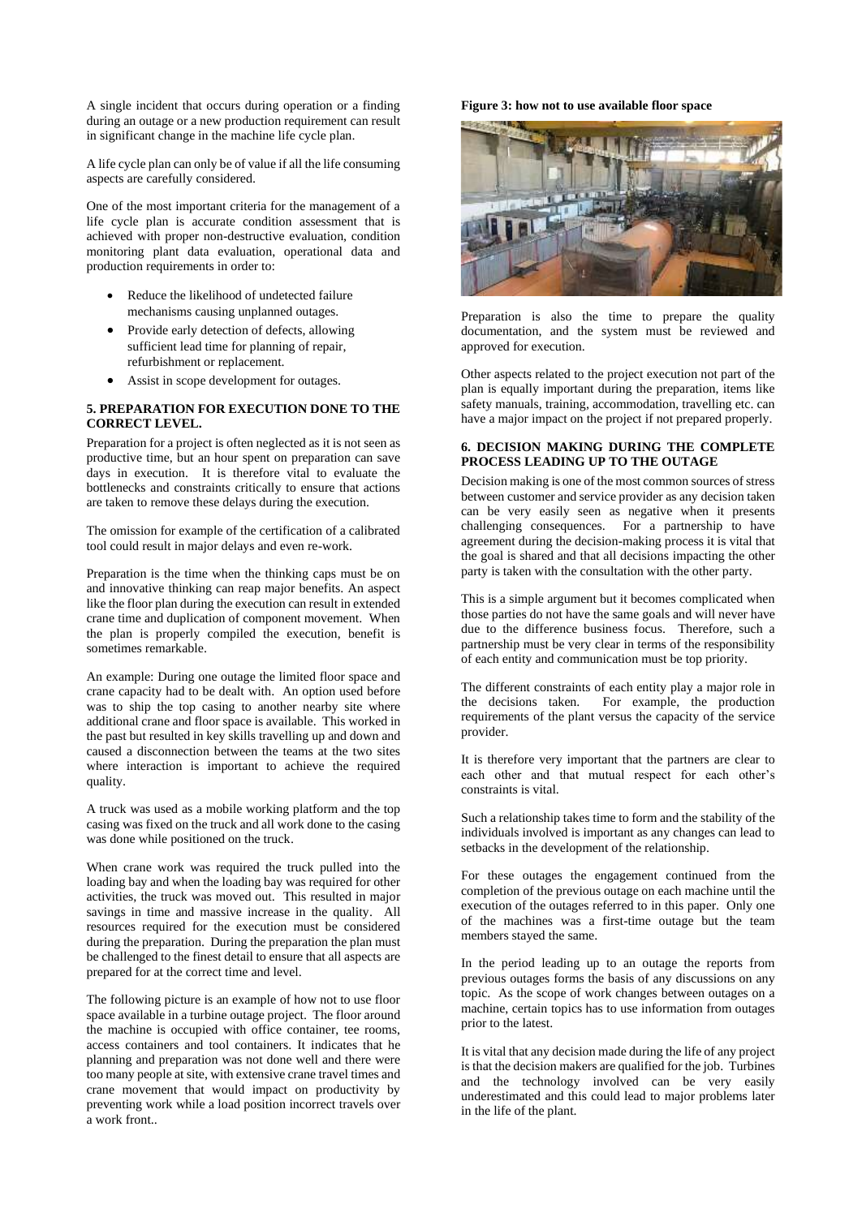A single incident that occurs during operation or a finding during an outage or a new production requirement can result in significant change in the machine life cycle plan.

A life cycle plan can only be of value if all the life consuming aspects are carefully considered.

One of the most important criteria for the management of a life cycle plan is accurate condition assessment that is achieved with proper non-destructive evaluation, condition monitoring plant data evaluation, operational data and production requirements in order to:

- Reduce the likelihood of undetected failure mechanisms causing unplanned outages.
- Provide early detection of defects, allowing sufficient lead time for planning of repair, refurbishment or replacement.
- Assist in scope development for outages.

## 5. PREPARATION FOR EXECUTION DONE TO THE CORRECT LEVEL.

Preparation for a project is often neglected as it is not seen as productive time, but an hour spent on preparation can save days in execution. It is therefore vital to evaluate the bottlenecks and constraints critically to ensure that actions are taken to remove these delays during the execution.

The omission for example of the certification of a calibrated tool could result in major delays and even re-work.

Preparation is the time when the thinking caps must be on and innovative thinking can reap major benefits. An aspect like the floor plan during the execution can result in extended crane time and duplication of component movement. When the plan is properly compiled the execution, benefit is sometimes remarkable.

An example: During one outage the limited floor space and crane capacity had to be dealt with. An option used before was to ship the top casing to another nearby site where additional crane and floor space is available. This worked in the past but resulted in key skills travelling up and down and caused a disconnection between the teams at the two sites where interaction is important to achieve the required quality.

A truck was used as a mobile working platform and the top casing was fixed on the truck and all work done to the casing was done while positioned on the truck.

When crane work was required the truck pulled into the loading bay and when the loading bay was required for other activities, the truck was moved out. This resulted in major savings in time and massive increase in the quality. All resources required for the execution must be considered during the preparation. During the preparation the plan must be challenged to the finest detail to ensure that all aspects are prepared for at the correct time and level.

The following picture is an example of how not to use floor space available in a turbine outage project. The floor around the machine is occupied with office container, tee rooms, access containers and tool containers. It indicates that he planning and preparation was not done well and there were too many people at site, with extensive crane travel times and crane movement that would impact on productivity by preventing work while a load position incorrect travels over a work front..

**Figure 3: how not to use available floor space**

Preparation is also the time to prepare the quality documentation, and the system must be reviewed and approved for execution.

Other aspects related to the project execution not part of the plan is equally important during the preparation, items like safety manuals, training, accommodation, travelling etc. can have a major impact on the project if not prepared properly.

## 6. DECISION MAKING DURING THE COMPLETE PROCESS LEADING UP TO THE OUTAGE

Decision making is one of the most common sources of stress between customer and service provider as any decision taken can be very easily seen as negative when it presents challenging consequences. For a partnership to have agreement during the decision-making process it is vital that the goal is shared and that all decisions impacting the other party is taken with the consultation with the other party.

This is a simple argument but it becomes complicated when those parties do not have the same goals and will never have due to the difference business focus. Therefore, such a partnership must be very clear in terms of the responsibility of each entity and communication must be top priority.

The different constraints of each entity play a major role in the decisions taken. For example, the production requirements of the plant versus the capacity of the service provider.

It is therefore very important that the partners are clear to each other and that mutual respect for each other's constraints is vital.

Such a relationship takes time to form and the stability of the individuals involved is important as any changes can lead to setbacks in the development of the relationship.

For these outages the engagement continued from the completion of the previous outage on each machine until the execution of the outages referred to in this paper. Only one of the machines was a first-time outage but the team members stayed the same.

In the period leading up to an outage the reports from previous outages forms the basis of any discussions on any topic. As the scope of work changes between outages on a machine, certain topics has to use information from outages prior to the latest.

It is vital that any decision made during the life of any project is that the decision makers are qualified for the job. Turbines and the technology involved can be very easily underestimated and this could lead to major problems later in the life of the plant.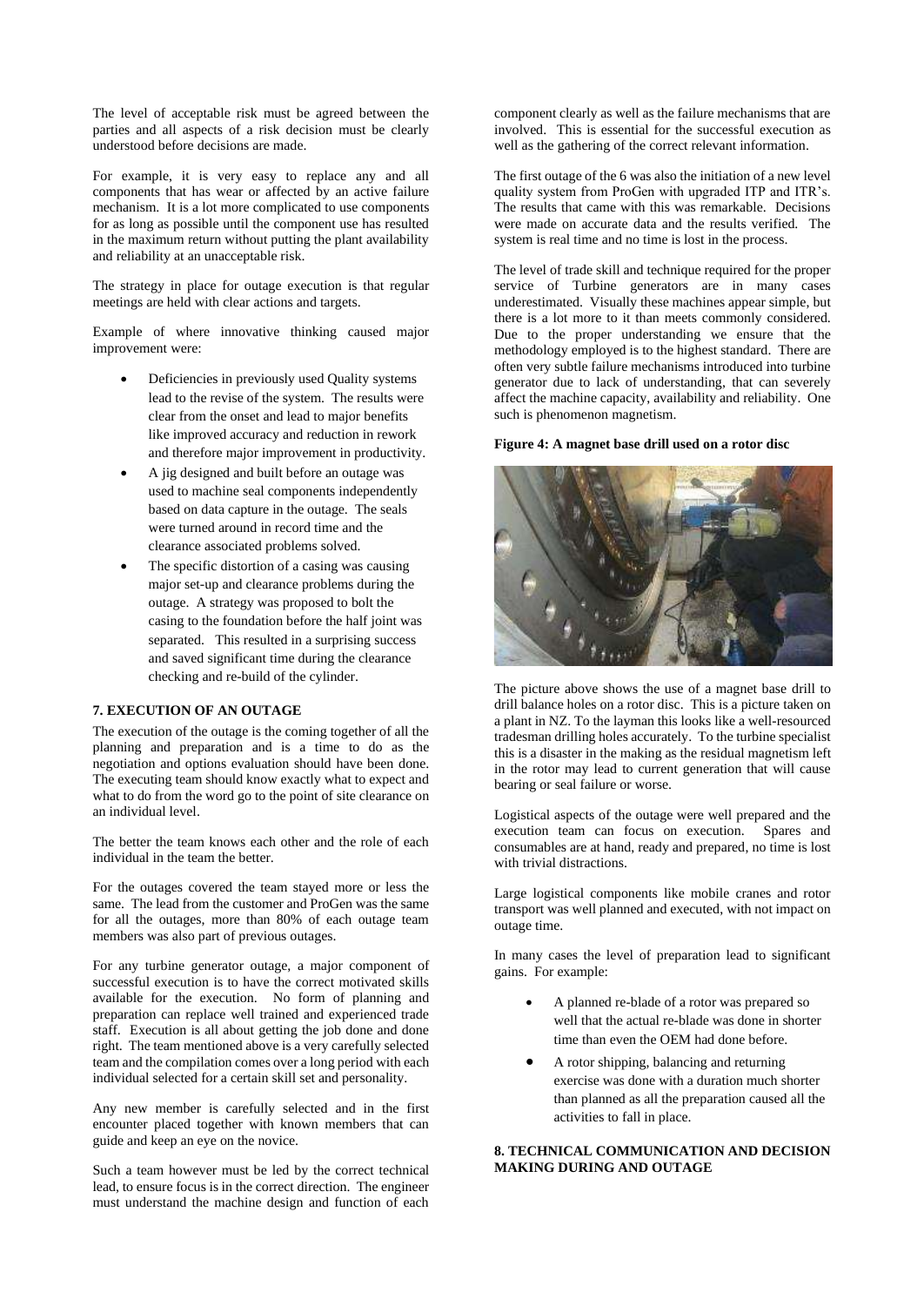The level of acceptable risk must be agreed between the parties and all aspects of a risk decision must be clearly understood before decisions are made.

For example, it is very easy to replace any and all components that has wear or affected by an active failure mechanism. It is a lot more complicated to use components for as long as possible until the component use has resulted in the maximum return without putting the plant availability and reliability at an unacceptable risk.

The strategy in place for outage execution is that regular meetings are held with clear actions and targets.

Example of where innovative thinking caused major improvement were:

- Deficiencies in previously used Quality systems lead to the revise of the system. The results were clear from the onset and lead to major benefits like improved accuracy and reduction in rework and therefore major improvement in productivity.
- A jig designed and built before an outage was used to machine seal components independently based on data capture in the outage. The seals were turned around in record time and the clearance associated problems solved.
- The specific distortion of a casing was causing major set-up and clearance problems during the outage. A strategy was proposed to bolt the casing to the foundation before the half joint was separated. This resulted in a surprising success and saved significant time during the clearance checking and re-build of the cylinder.

### 7. EXECUTION OF AN OUTAGE

The execution of the outage is the coming together of all the planning and preparation and is a time to do as the negotiation and options evaluation should have been done. The executing team should know exactly what to expect and what to do from the word go to the point of site clearance on an individual level.

The better the team knows each other and the role of each individual in the team the better.

For the outages covered the team stayed more or less the same. The lead from the customer and ProGen was the same for all the outages, more than 80% of each outage team members was also part of previous outages.

For any turbine generator outage, a major component of successful execution is to have the correct motivated skills available for the execution. No form of planning and preparation can replace well trained and experienced trade staff. Execution is all about getting the job done and done right. The team mentioned above is a very carefully selected team and the compilation comes over a long period with each individual selected for a certain skill set and personality.

Any new member is carefully selected and in the first encounter placed together with known members that can guide and keep an eye on the novice.

Such a team however must be led by the correct technical lead, to ensure focus is in the correct direction. The engineer must understand the machine design and function of each component clearly as well as the failure mechanisms that are involved. This is essential for the successful execution as well as the gathering of the correct relevant information.

The first outage of the 6 was also the initiation of a new level quality system from ProGen with upgraded ITP and ITR's. The results that came with this was remarkable. Decisions were made on accurate data and the results verified. The system is real time and no time is lost in the process.

The level of trade skill and technique required for the proper service of Turbine generators are in many cases underestimated. Visually these machines appear simple, but there is a lot more to it than meets commonly considered. Due to the proper understanding we ensure that the methodology employed is to the highest standard. There are often very subtle failure mechanisms introduced into turbine generator due to lack of understanding, that can severely affect the machine capacity, availability and reliability. One such is phenomenon magnetism.

**Figure 4: A magnet base drill used on a rotor disc**

The picture above shows the use of a magnet base drill to drill balance holes on a rotor disc. This is a picture taken on a plant in NZ. To the layman this looks like a well-resourced tradesman drilling holes accurately. To the turbine specialist this is a disaster in the making as the residual magnetism left in the rotor may lead to current generation that will cause bearing or seal failure or worse.

Logistical aspects of the outage were well prepared and the execution team can focus on execution. Spares and consumables are at hand, ready and prepared, no time is lost with trivial distractions.

Large logistical components like mobile cranes and rotor transport was well planned and executed, with not impact on outage time.

In many cases the level of preparation lead to significant gains. For example:

- A planned re-blade of a rotor was prepared so well that the actual re-blade was done in shorter time than even the OEM had done before.
- A rotor shipping, balancing and returning exercise was done with a duration much shorter than planned as all the preparation caused all the activities to fall in place.

### 8. TECHNICAL COMMUNICATION AND DECISION MAKING DURING AND OUTAGE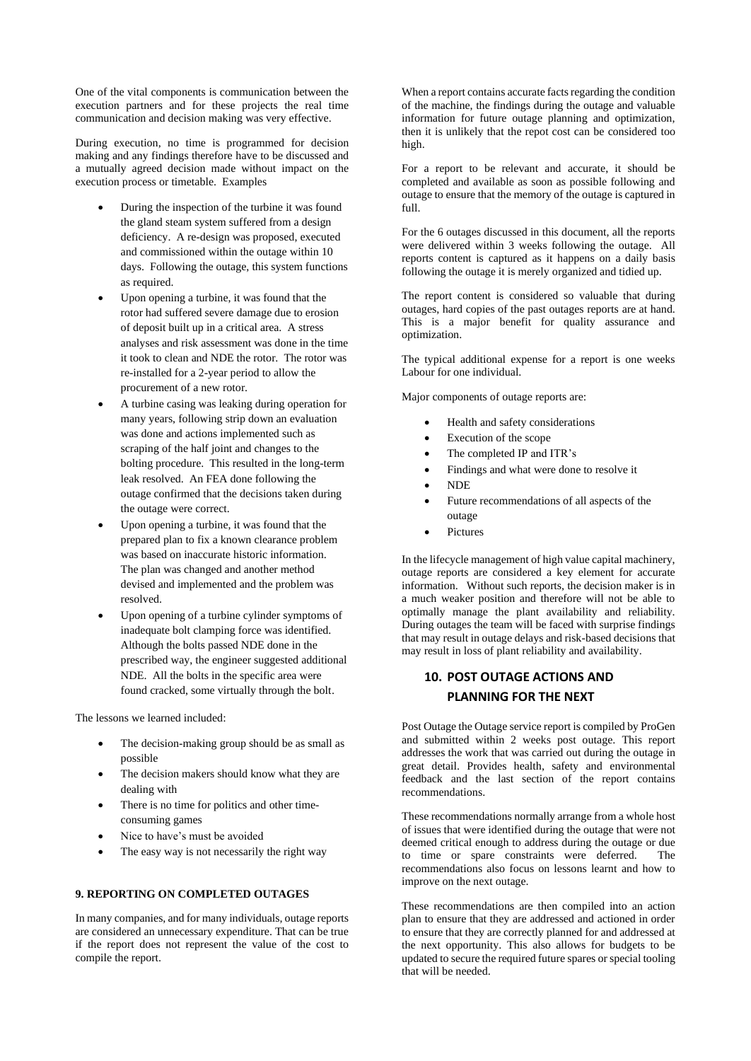One of the vital components is communication between the execution partners and for these projects the real time communication and decision making was very effective.

During execution, no time is programmed for decision making and any findings therefore have to be discussed and a mutually agreed decision made without impact on the execution process or timetable. Examples

- During the inspection of the turbine it was found the gland steam system suffered from a design deficiency. A re-design was proposed, executed and commissioned within the outage within 10 days. Following the outage, this system functions as required.
- Upon opening a turbine, it was found that the rotor had suffered severe damage due to erosion of deposit built up in a critical area. A stress analyses and risk assessment was done in the time it took to clean and NDE the rotor. The rotor was re-installed for a 2-year period to allow the procurement of a new rotor.
- A turbine casing was leaking during operation for many years, following strip down an evaluation was done and actions implemented such as scraping of the half joint and changes to the bolting procedure. This resulted in the long-term leak resolved. An FEA done following the outage confirmed that the decisions taken during the outage were correct.
- Upon opening a turbine, it was found that the prepared plan to fix a known clearance problem was based on inaccurate historic information. The plan was changed and another method devised and implemented and the problem was resolved.
- Upon opening of a turbine cylinder symptoms of inadequate bolt clamping force was identified. Although the bolts passed NDE done in the prescribed way, the engineer suggested additional NDE. All the bolts in the specific area were found cracked, some virtually through the bolt.

The lessons we learned included:

- The decision-making group should be as small as possible
- The decision makers should know what they are dealing with
- There is no time for politics and other time-consuming games
- Nice to have's must be avoided
- The easy way is not necessarily the right way

## 9. REPORTING ON COMPLETED OUTAGES

In many companies, and for many individuals, outage reports are considered an unnecessary expenditure. That can be true if the report does not represent the value of the cost to compile the report.

When a report contains accurate facts regarding the condition of the machine, the findings during the outage and valuable information for future outage planning and optimization, then it is unlikely that the repot cost can be considered too high.

For a report to be relevant and accurate, it should be completed and available as soon as possible following and outage to ensure that the memory of the outage is captured in full.

For the 6 outages discussed in this document, all the reports were delivered within 3 weeks following the outage. All reports content is captured as it happens on a daily basis following the outage it is merely organized and tidied up.

The report content is considered so valuable that during outages, hard copies of the past outages reports are at hand. This is a major benefit for quality assurance and optimization.

The typical additional expense for a report is one weeks Labour for one individual.

Major components of outage reports are:

- Health and safety considerations
- Execution of the scope
- The completed IP and ITR's
- Findings and what were done to resolve it
- NDE
- Future recommendations of all aspects of the outage
- Pictures

In the lifecycle management of high value capital machinery, outage reports are considered a key element for accurate information. Without such reports, the decision maker is in a much weaker position and therefore will not be able to optimally manage the plant availability and reliability. During outages the team will be faced with surprise findings that may result in outage delays and risk-based decisions that may result in loss of plant reliability and availability.

## 10. POST OUTAGE ACTIONS AND PLANNING FOR THE NEXT

Post Outage the Outage service report is compiled by ProGen and submitted within 2 weeks post outage. This report addresses the work that was carried out during the outage in great detail. Provides health, safety and environmental feedback and the last section of the report contains recommendations.

These recommendations normally arrange from a whole host of issues that were identified during the outage that were not deemed critical enough to address during the outage or due to time or spare constraints were deferred. The recommendations also focus on lessons learnt and how to improve on the next outage.

These recommendations are then compiled into an action plan to ensure that they are addressed and actioned in order to ensure that they are correctly planned for and addressed at the next opportunity. This also allows for budgets to be updated to secure the required future spares or special tooling that will be needed.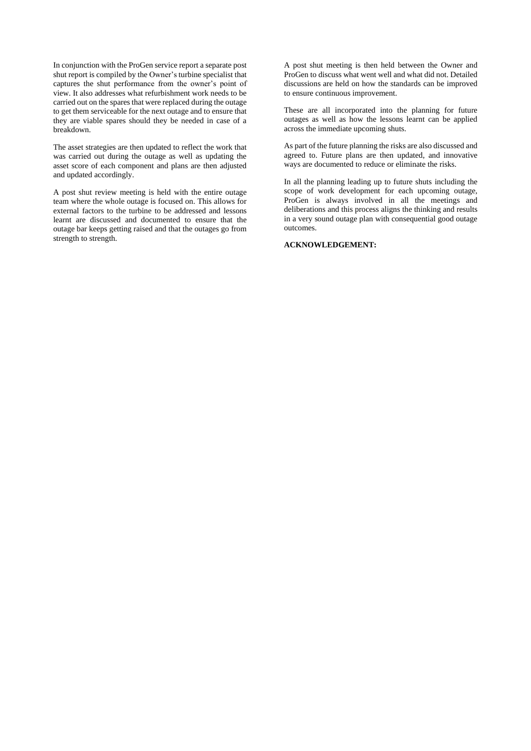In conjunction with the ProGen service report a separate post shut report is compiled by the Owner's turbine specialist that captures the shut performance from the owner's point of view. It also addresses what refurbishment work needs to be carried out on the spares that were replaced during the outage to get them serviceable for the next outage and to ensure that they are viable spares should they be needed in case of a breakdown.

The asset strategies are then updated to reflect the work that was carried out during the outage as well as updating the asset score of each component and plans are then adjusted and updated accordingly.

A post shut review meeting is held with the entire outage team where the whole outage is focused on. This allows for external factors to the turbine to be addressed and lessons learnt are discussed and documented to ensure that the outage bar keeps getting raised and that the outages go from strength to strength.

A post shut meeting is then held between the Owner and ProGen to discuss what went well and what did not. Detailed discussions are held on how the standards can be improved to ensure continuous improvement.

These are all incorporated into the planning for future outages as well as how the lessons learnt can be applied across the immediate upcoming shuts.

As part of the future planning the risks are also discussed and agreed to. Future plans are then updated, and innovative ways are documented to reduce or eliminate the risks.

In all the planning leading up to future shuts including the scope of work development for each upcoming outage, ProGen is always involved in all the meetings and deliberations and this process aligns the thinking and results in a very sound outage plan with consequential good outage outcomes.

**ACKNOWLEDGEMENT:**